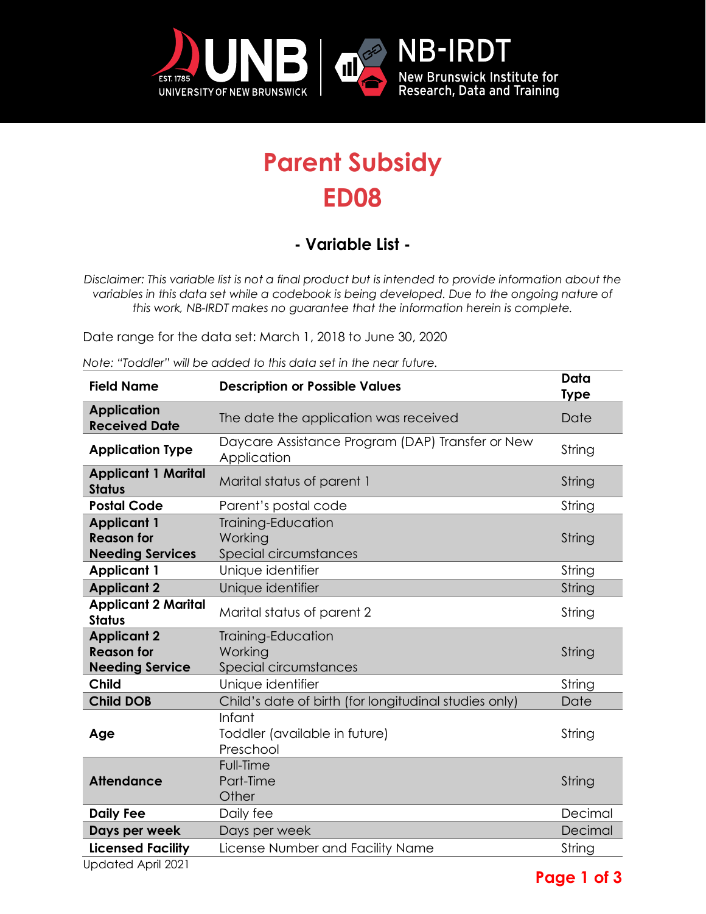# Parent Subsidy
# ED08

## - Variable List -

*Disclaimer: This variable list is not a final product but is intended to provide information about the variables in this data set while a codebook is being developed. Due to the ongoing nature of this work, NB-IRDT makes no guarantee that the information herein is complete.*

Date range for the data set: March 1, 2018 to June 30, 2020

*Note: "Toddler" will be added to this data set in the near future.*

| Field Name | Description or Possible Values | Data Type |
|---|---|---|
| **Application Received Date** | The date the application was received | Date |
| **Application Type** | Daycare Assistance Program (DAP) Transfer or New Application | String |
| **Applicant 1 Marital Status** | Marital status of parent 1 | String |
| **Postal Code** | Parent's postal code | String |
| **Applicant 1 Reason for Needing Services** | Training-Education<br>Working<br>Special circumstances | String |
| **Applicant 1** | Unique identifier | String |
| **Applicant 2** | Unique identifier | String |
| **Applicant 2 Marital Status** | Marital status of parent 2 | String |
| **Applicant 2 Reason for Needing Service** | Training-Education<br>Working<br>Special circumstances | String |
| **Child** | Unique identifier | String |
| **Child DOB** | Child's date of birth (for longitudinal studies only) | Date |
| **Age** | Infant<br>Toddler (available in future)<br>Preschool | String |
| **Attendance** | Full-Time<br>Part-Time<br>Other | String |
| **Daily Fee** | Daily fee | Decimal |
| **Days per week** | Days per week | Decimal |
| **Licensed Facility** | License Number and Facility Name | String |

Updated April 2021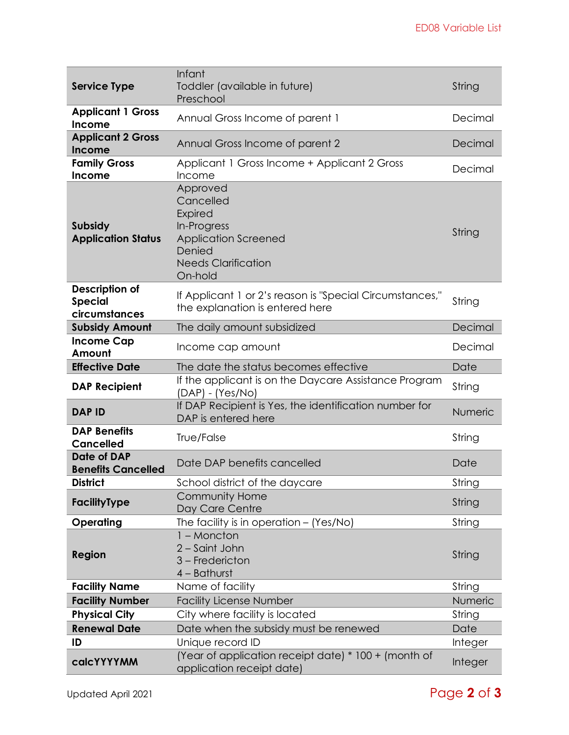| | | |
|---|---|---|
| **Service Type** | Infant<br>Toddler (available in future)<br>Preschool | String |
| **Applicant 1 Gross Income** | Annual Gross Income of parent 1 | Decimal |
| **Applicant 2 Gross Income** | Annual Gross Income of parent 2 | Decimal |
| **Family Gross Income** | Applicant 1 Gross Income + Applicant 2 Gross Income | Decimal |
| **Subsidy Application Status** | Approved<br>Cancelled<br>Expired<br>In-Progress<br>Application Screened<br>Denied<br>Needs Clarification<br>On-hold | String |
| **Description of Special circumstances** | If Applicant 1 or 2's reason is "Special Circumstances," the explanation is entered here | String |
| **Subsidy Amount** | The daily amount subsidized | Decimal |
| **Income Cap Amount** | Income cap amount | Decimal |
| **Effective Date** | The date the status becomes effective | Date |
| **DAP Recipient** | If the applicant is on the Daycare Assistance Program (DAP) - (Yes/No) | String |
| **DAP ID** | If DAP Recipient is Yes, the identification number for DAP is entered here | Numeric |
| **DAP Benefits Cancelled** | True/False | String |
| **Date of DAP Benefits Cancelled** | Date DAP benefits cancelled | Date |
| **District** | School district of the daycare | String |
| **FacilityType** | Community Home<br>Day Care Centre | String |
| **Operating** | The facility is in operation – (Yes/No) | String |
| **Region** | 1 – Moncton<br>2 – Saint John<br>3 – Fredericton<br>4 – Bathurst | String |
| **Facility Name** | Name of facility | String |
| **Facility Number** | Facility License Number | Numeric |
| **Physical City** | City where facility is located | String |
| **Renewal Date** | Date when the subsidy must be renewed | Date |
| **ID** | Unique record ID | Integer |
| **calcYYYYMM** | (Year of application receipt date) * 100 + (month of application receipt date) | Integer |

Updated April 2021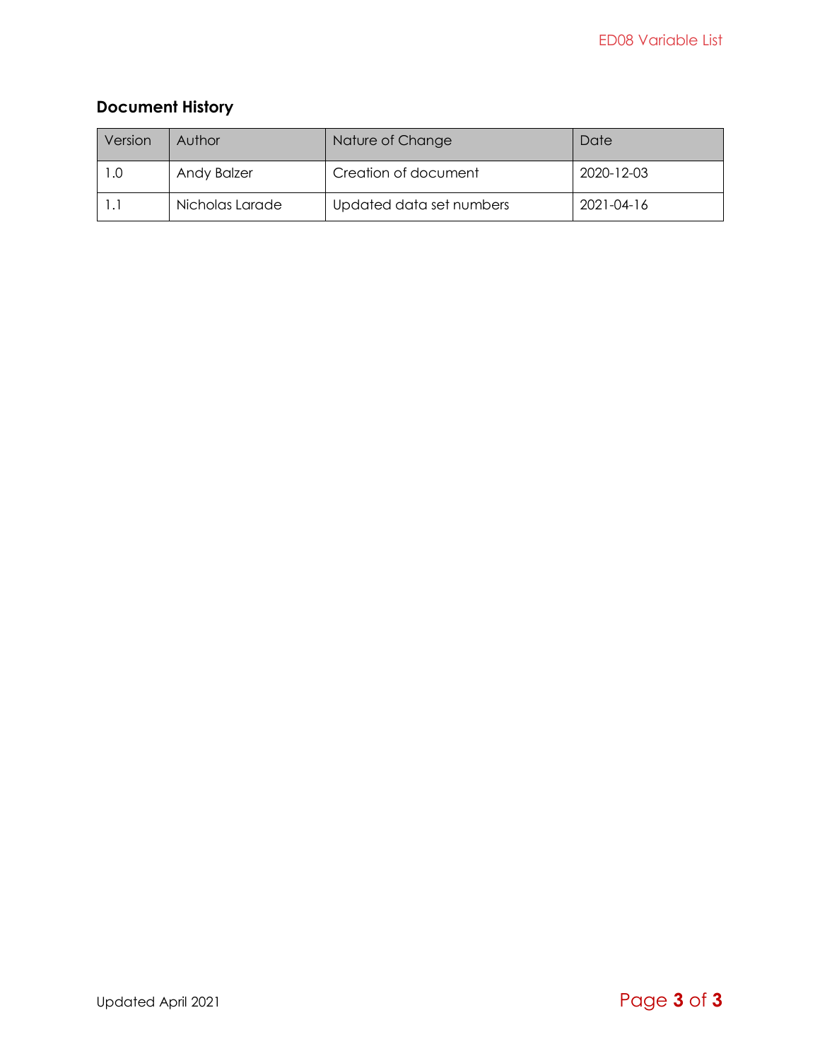## Document History

| Version | Author | Nature of Change | Date |
|---|---|---|---|
| 1.0 | Andy Balzer | Creation of document | 2020-12-03 |
| 1.1 | Nicholas Larade | Updated data set numbers | 2021-04-16 |